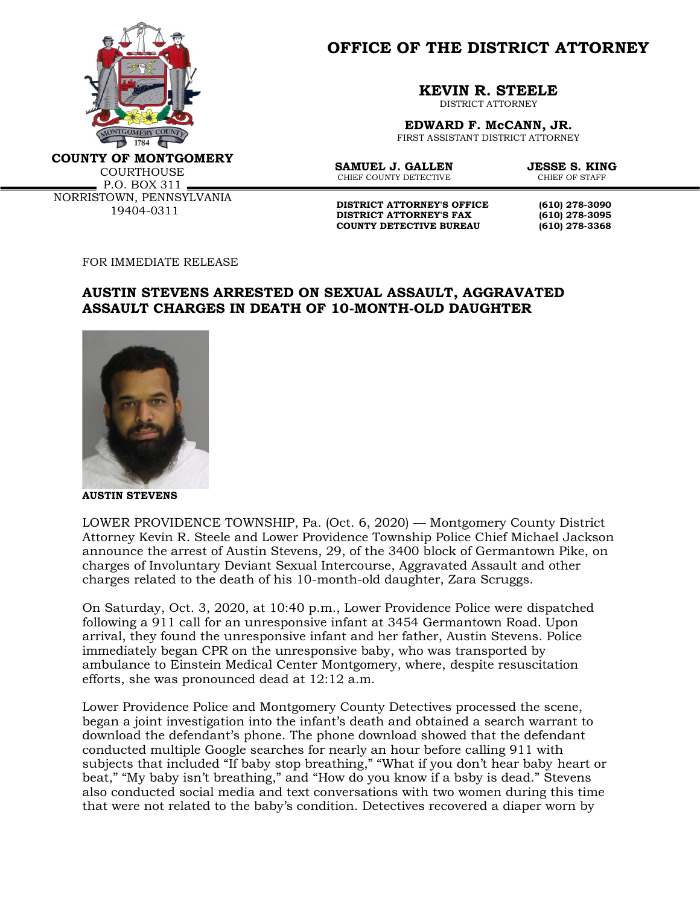**COUNTY OF MONTGOMERY**
COURTHOUSE
P.O. BOX 311
NORRISTOWN, PENNSYLVANIA
19404-0311

# OFFICE OF THE DISTRICT ATTORNEY

**KEVIN R. STEELE**
DISTRICT ATTORNEY

**EDWARD F. McCANN, JR.**
FIRST ASSISTANT DISTRICT ATTORNEY

**SAMUEL J. GALLEN**
CHIEF COUNTY DETECTIVE

**JESSE S. KING**
CHIEF OF STAFF

**DISTRICT ATTORNEY'S OFFICE** (610) 278-3090
**DISTRICT ATTORNEY'S FAX** (610) 278-3095
**COUNTY DETECTIVE BUREAU** (610) 278-3368

FOR IMMEDIATE RELEASE

## AUSTIN STEVENS ARRESTED ON SEXUAL ASSAULT, AGGRAVATED ASSAULT CHARGES IN DEATH OF 10-MONTH-OLD DAUGHTER

**AUSTIN STEVENS**

LOWER PROVIDENCE TOWNSHIP, Pa. (Oct. 6, 2020) — Montgomery County District Attorney Kevin R. Steele and Lower Providence Township Police Chief Michael Jackson announce the arrest of Austin Stevens, 29, of the 3400 block of Germantown Pike, on charges of Involuntary Deviant Sexual Intercourse, Aggravated Assault and other charges related to the death of his 10-month-old daughter, Zara Scruggs.

On Saturday, Oct. 3, 2020, at 10:40 p.m., Lower Providence Police were dispatched following a 911 call for an unresponsive infant at 3454 Germantown Road. Upon arrival, they found the unresponsive infant and her father, Austin Stevens. Police immediately began CPR on the unresponsive baby, who was transported by ambulance to Einstein Medical Center Montgomery, where, despite resuscitation efforts, she was pronounced dead at 12:12 a.m.

Lower Providence Police and Montgomery County Detectives processed the scene, began a joint investigation into the infant's death and obtained a search warrant to download the defendant's phone. The phone download showed that the defendant conducted multiple Google searches for nearly an hour before calling 911 with subjects that included "If baby stop breathing," "What if you don't hear baby heart or beat," "My baby isn't breathing," and "How do you know if a bsby is dead." Stevens also conducted social media and text conversations with two women during this time that were not related to the baby's condition. Detectives recovered a diaper worn by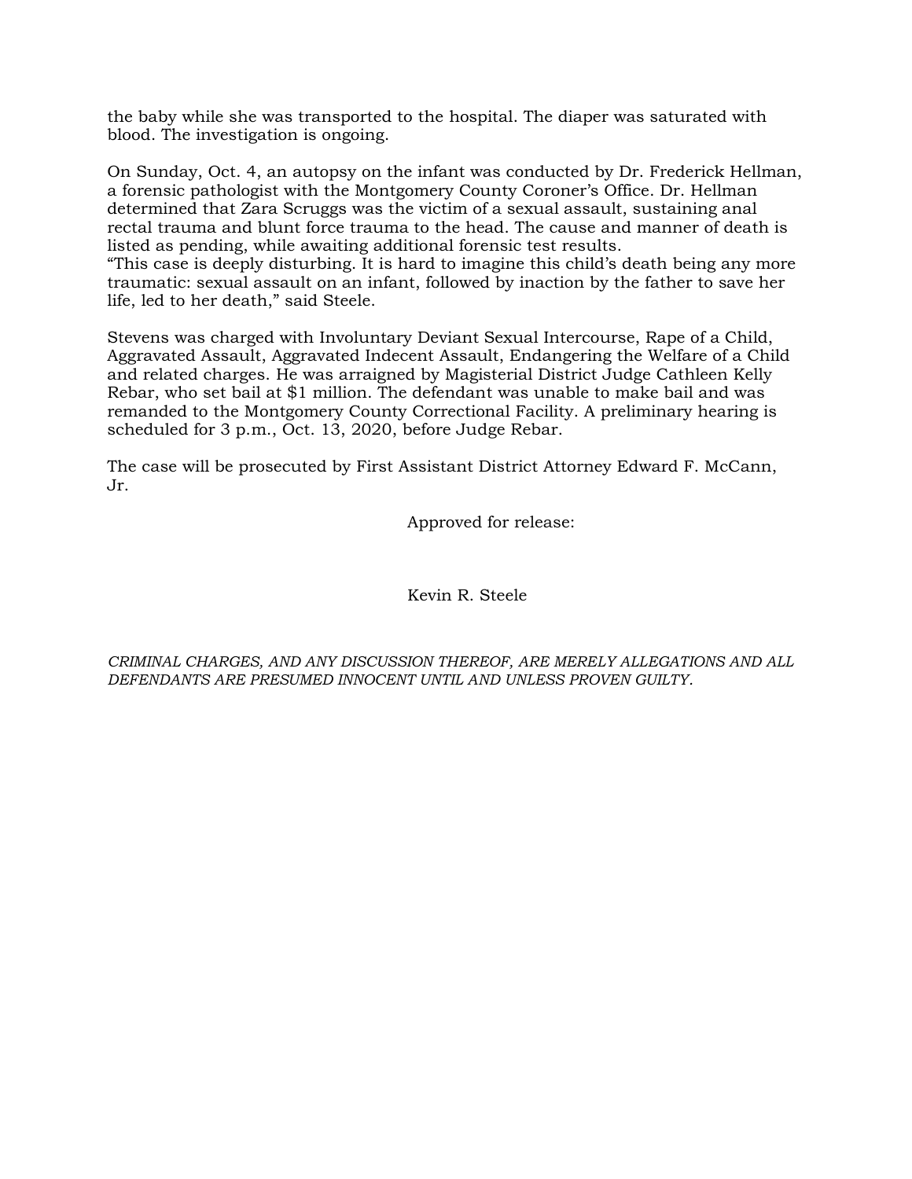the baby while she was transported to the hospital. The diaper was saturated with blood. The investigation is ongoing.

On Sunday, Oct. 4, an autopsy on the infant was conducted by Dr. Frederick Hellman, a forensic pathologist with the Montgomery County Coroner's Office. Dr. Hellman determined that Zara Scruggs was the victim of a sexual assault, sustaining anal rectal trauma and blunt force trauma to the head. The cause and manner of death is listed as pending, while awaiting additional forensic test results.
"This case is deeply disturbing. It is hard to imagine this child's death being any more traumatic: sexual assault on an infant, followed by inaction by the father to save her life, led to her death," said Steele.

Stevens was charged with Involuntary Deviant Sexual Intercourse, Rape of a Child, Aggravated Assault, Aggravated Indecent Assault, Endangering the Welfare of a Child and related charges. He was arraigned by Magisterial District Judge Cathleen Kelly Rebar, who set bail at $1 million. The defendant was unable to make bail and was remanded to the Montgomery County Correctional Facility. A preliminary hearing is scheduled for 3 p.m., Oct. 13, 2020, before Judge Rebar.

The case will be prosecuted by First Assistant District Attorney Edward F. McCann, Jr.

Approved for release:

Kevin R. Steele

*CRIMINAL CHARGES, AND ANY DISCUSSION THEREOF, ARE MERELY ALLEGATIONS AND ALL DEFENDANTS ARE PRESUMED INNOCENT UNTIL AND UNLESS PROVEN GUILTY.*